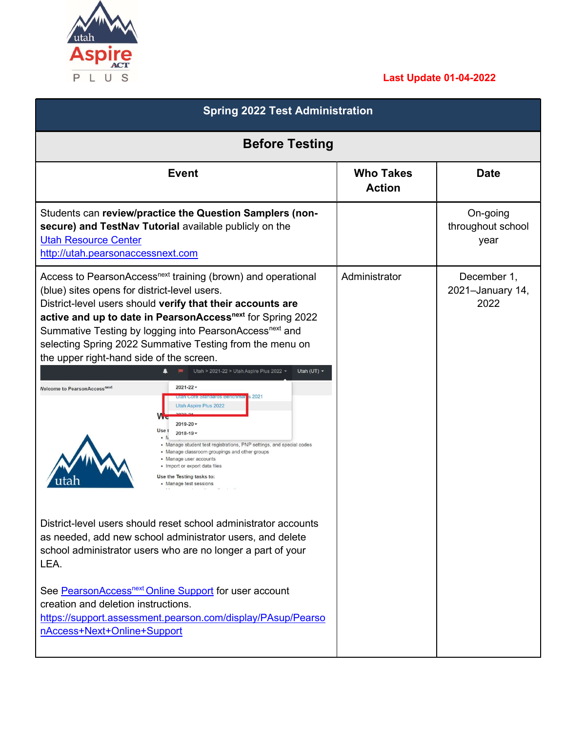Last Update 01-04-2022

| Spring 2022 Test Administration | | |
|---|---|---|
| **Before Testing** | | |
| **Event** | **Who Takes Action** | **Date** |
| Students can **review/practice the Question Samplers (non-secure) and TestNav Tutorial** available publicly on the [Utah Resource Center](http://utah.pearsonaccessnext.com) http://utah.pearsonaccessnext.com | | On-going throughout school year |
| Access to PearsonAccess[next] training (brown) and operational (blue) sites opens for district-level users. District-level users should **verify that their accounts are active and up to date in PearsonAccess[next]** for Spring 2022 Summative Testing by logging into PearsonAccess[next] and selecting Spring 2022 Summative Testing from the menu on the upper right-hand side of the screen. <br><br> District-level users should reset school administrator accounts as needed, add new school administrator users, and delete school administrator users who are no longer a part of your LEA. <br><br> See [PearsonAccess[next] Online Support](https://support.assessment.pearson.com/display/PAsup/PearsonAccess+Next+Online+Support) for user account creation and deletion instructions. https://support.assessment.pearson.com/display/PAsup/PearsonAccess+Next+Online+Support | Administrator | December 1, 2021–January 14, 2022 |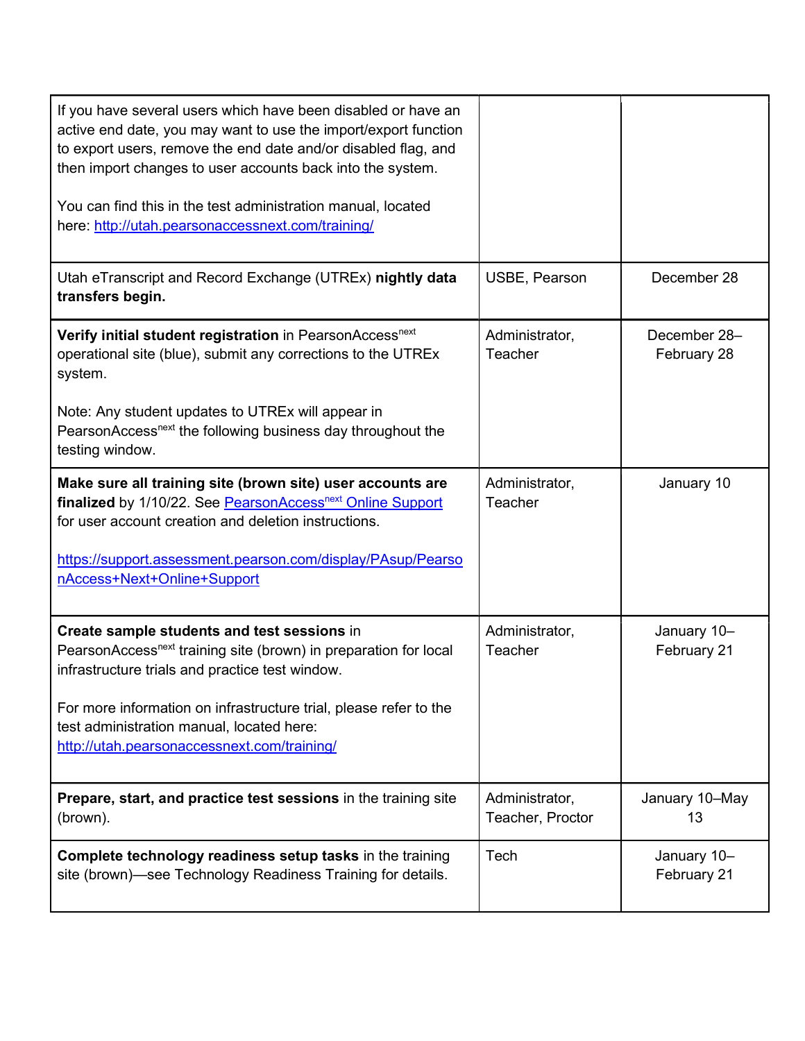| | | |
|---|---|---|
| If you have several users which have been disabled or have an active end date, you may want to use the import/export function to export users, remove the end date and/or disabled flag, and then import changes to user accounts back into the system.<br><br>You can find this in the test administration manual, located here: [http://utah.pearsonaccessnext.com/training/](http://utah.pearsonaccessnext.com/training/) | | |
| Utah eTranscript and Record Exchange (UTREx) **nightly data transfers begin.** | USBE, Pearson | December 28 |
| **Verify initial student registration** in PearsonAccess[next] operational site (blue), submit any corrections to the UTREx system.<br><br>Note: Any student updates to UTREx will appear in PearsonAccess[next] the following business day throughout the testing window. | Administrator, Teacher | December 28–February 28 |
| **Make sure all training site (brown site) user accounts are finalized** by 1/10/22. See [PearsonAccess[next] Online Support](https://support.assessment.pearson.com/display/PAsup/PearsonAccess+Next+Online+Support) for user account creation and deletion instructions.<br><br>[https://support.assessment.pearson.com/display/PAsup/PearsonAccess+Next+Online+Support](https://support.assessment.pearson.com/display/PAsup/PearsonAccess+Next+Online+Support) | Administrator, Teacher | January 10 |
| **Create sample students and test sessions** in PearsonAccess[next] training site (brown) in preparation for local infrastructure trials and practice test window.<br><br>For more information on infrastructure trial, please refer to the test administration manual, located here: [http://utah.pearsonaccessnext.com/training/](http://utah.pearsonaccessnext.com/training/) | Administrator, Teacher | January 10–February 21 |
| **Prepare, start, and practice test sessions** in the training site (brown). | Administrator, Teacher, Proctor | January 10–May 13 |
| **Complete technology readiness setup tasks** in the training site (brown)—see Technology Readiness Training for details. | Tech | January 10–February 21 |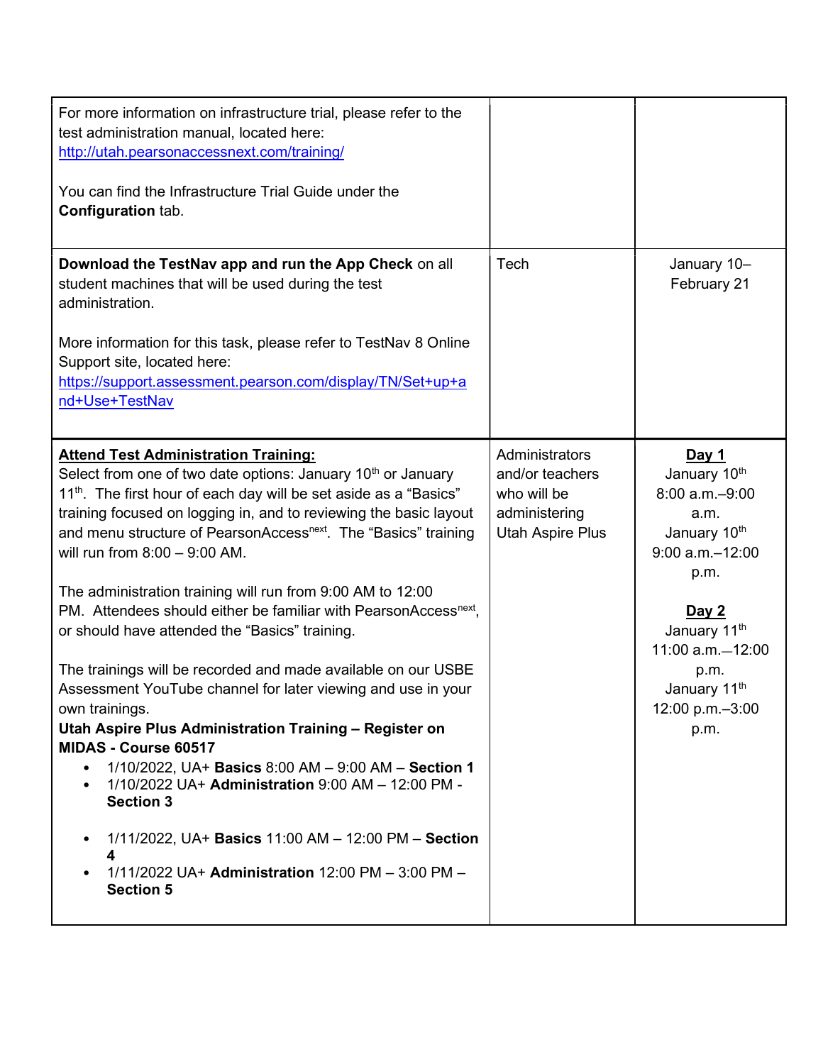| | | |
|---|---|---|
| For more information on infrastructure trial, please refer to the test administration manual, located here: http://utah.pearsonaccessnext.com/training/<br><br>You can find the Infrastructure Trial Guide under the **Configuration** tab. | | |
| **Download the TestNav app and run the App Check** on all student machines that will be used during the test administration.<br><br>More information for this task, please refer to TestNav 8 Online Support site, located here: https://support.assessment.pearson.com/display/TN/Set+up+and+Use+TestNav | Tech | January 10–February 21 |
| **Attend Test Administration Training:**<br>Select from one of two date options: January 10th or January 11th. The first hour of each day will be set aside as a "Basics" training focused on logging in, and to reviewing the basic layout and menu structure of PearsonAccess[next]. The "Basics" training will run from 8:00 – 9:00 AM.<br><br>The administration training will run from 9:00 AM to 12:00 PM. Attendees should either be familiar with PearsonAccess[next], or should have attended the "Basics" training.<br><br>The trainings will be recorded and made available on our USBE Assessment YouTube channel for later viewing and use in your own trainings.<br>**Utah Aspire Plus Administration Training – Register on MIDAS - Course 60517**<br>• 1/10/2022, UA+ **Basics** 8:00 AM – 9:00 AM – **Section 1**<br>• 1/10/2022 UA+ **Administration** 9:00 AM – 12:00 PM - **Section 3**<br><br>• 1/11/2022, UA+ **Basics** 11:00 AM – 12:00 PM – **Section 4**<br>• 1/11/2022 UA+ **Administration** 12:00 PM – 3:00 PM – **Section 5** | Administrators and/or teachers who will be administering Utah Aspire Plus | **Day 1**<br>January 10th<br>8:00 a.m.–9:00 a.m.<br>January 10th<br>9:00 a.m.–12:00 p.m.<br><br>**Day 2**<br>January 11th<br>11:00 a.m.–12:00 p.m.<br>January 11th<br>12:00 p.m.–3:00 p.m. |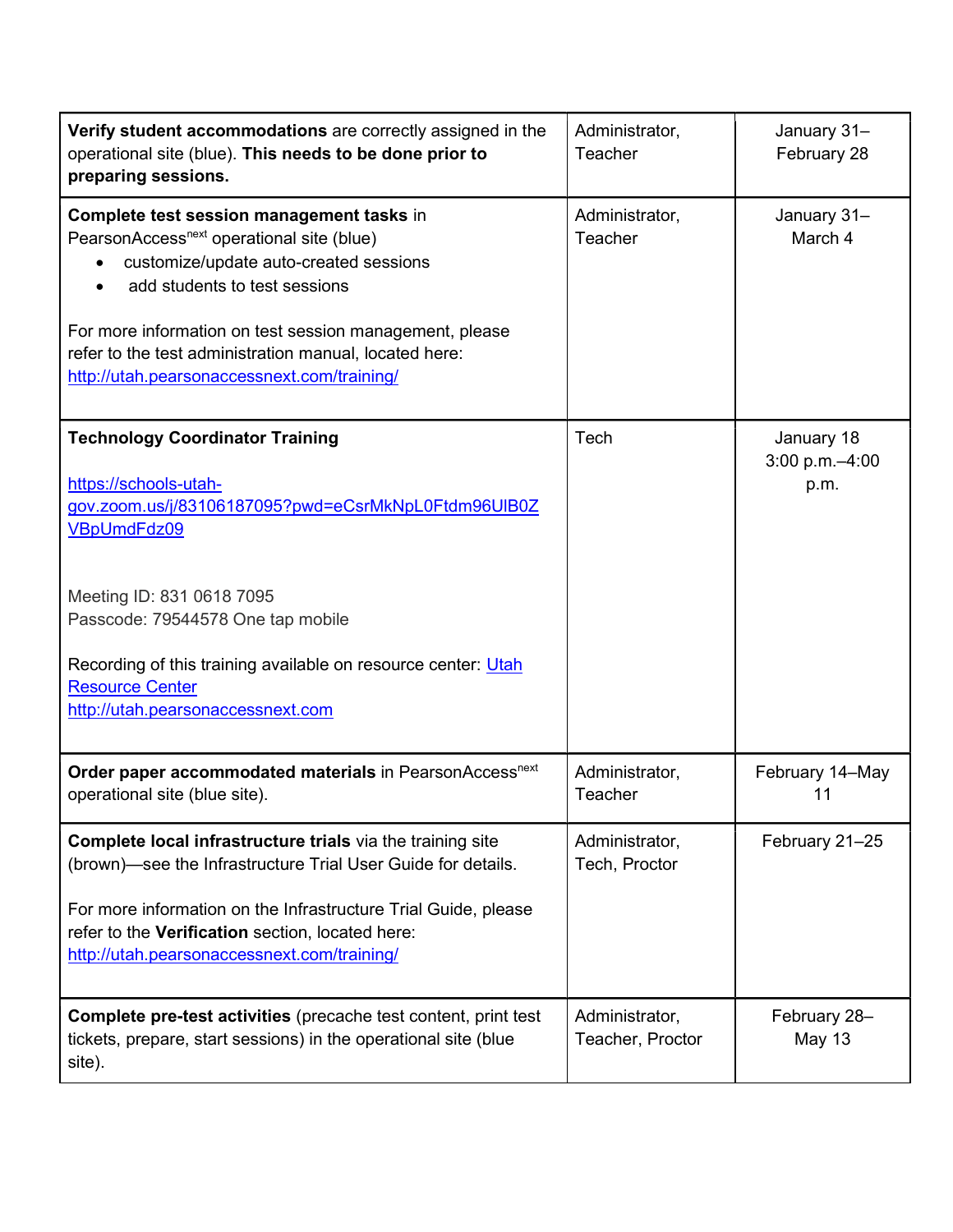| | | |
|---|---|---|
| **Verify student accommodations** are correctly assigned in the operational site (blue). **This needs to be done prior to preparing sessions.** | Administrator, Teacher | January 31–February 28 |
| **Complete test session management tasks** in PearsonAccess[next] operational site (blue)<br>• customize/update auto-created sessions<br>• add students to test sessions<br><br>For more information on test session management, please refer to the test administration manual, located here: http://utah.pearsonaccessnext.com/training/ | Administrator, Teacher | January 31–March 4 |
| **Technology Coordinator Training**<br><br>https://schools-utah-gov.zoom.us/j/83106187095?pwd=eCsrMkNpL0Ftdm96UlB0ZVBpUmdFdz09<br><br>Meeting ID: 831 0618 7095<br>Passcode: 79544578 One tap mobile<br><br>Recording of this training available on resource center: Utah Resource Center http://utah.pearsonaccessnext.com | Tech | January 18 3:00 p.m.–4:00 p.m. |
| **Order paper accommodated materials** in PearsonAccess[next] operational site (blue site). | Administrator, Teacher | February 14–May 11 |
| **Complete local infrastructure trials** via the training site (brown)—see the Infrastructure Trial User Guide for details.<br><br>For more information on the Infrastructure Trial Guide, please refer to the **Verification** section, located here: http://utah.pearsonaccessnext.com/training/ | Administrator, Tech, Proctor | February 21–25 |
| **Complete pre-test activities** (precache test content, print test tickets, prepare, start sessions) in the operational site (blue site). | Administrator, Teacher, Proctor | February 28–May 13 |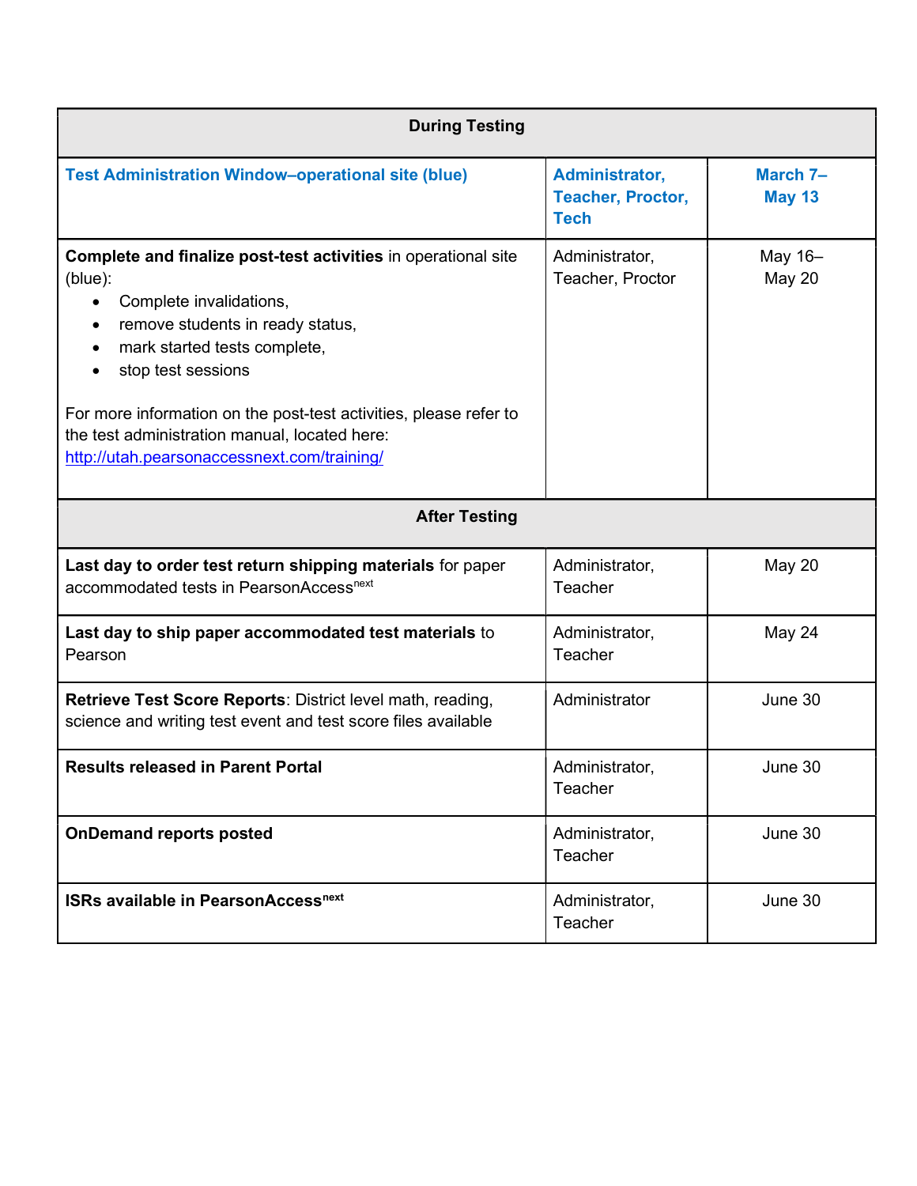| | | |
|---|---|---|
| **During Testing** | | |
| **Test Administration Window–operational site (blue)** | **Administrator, Teacher, Proctor, Tech** | **March 7–May 13** |
| **Complete and finalize post-test activities** in operational site (blue):<br>• Complete invalidations,<br>• remove students in ready status,<br>• mark started tests complete,<br>• stop test sessions<br><br>For more information on the post-test activities, please refer to the test administration manual, located here: http://utah.pearsonaccessnext.com/training/ | Administrator, Teacher, Proctor | May 16–May 20 |
| **After Testing** | | |
| **Last day to order test return shipping materials** for paper accommodated tests in PearsonAccess[next] | Administrator, Teacher | May 20 |
| **Last day to ship paper accommodated test materials** to Pearson | Administrator, Teacher | May 24 |
| **Retrieve Test Score Reports**: District level math, reading, science and writing test event and test score files available | Administrator | June 30 |
| **Results released in Parent Portal** | Administrator, Teacher | June 30 |
| **OnDemand reports posted** | Administrator, Teacher | June 30 |
| **ISRs available in PearsonAccess[next]** | Administrator, Teacher | June 30 |